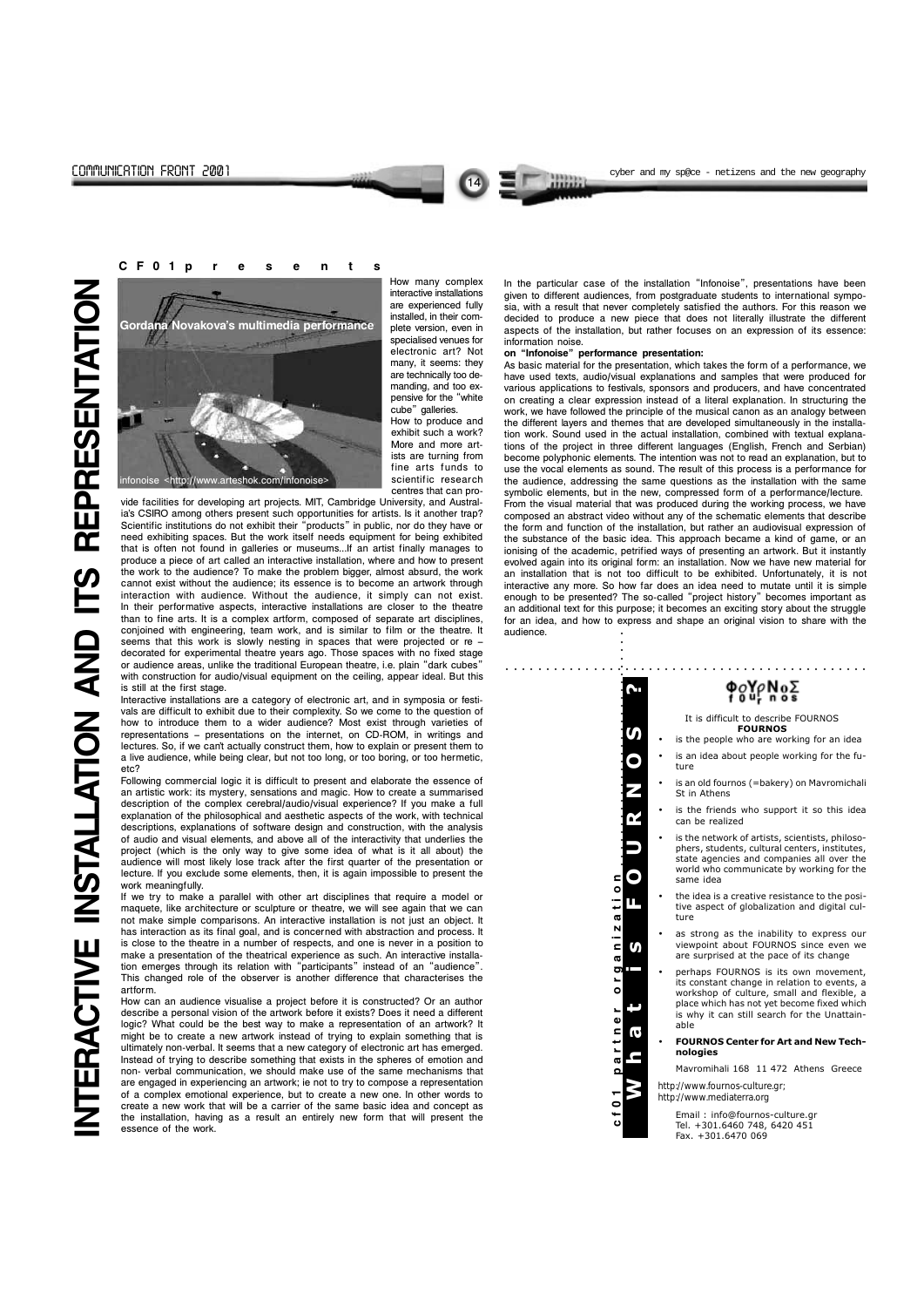# INTERACTIVE INSTALLATION AND ITS REPRESENTATION

**CF01 presents**

Gordana Novakova's multimedia performance

infonoise <http://www.arteshok.com/infonoise>

How many complex interactive installations are experienced fully installed, in their complete version, even in specialised venues for electronic art? Not many, it seems: they are technically too demanding, and too expensive for the "white cube" galleries.

How to produce and exhibit such a work? More and more artists are turning from fine arts funds to scientific research centres that can provide facilities for developing art projects. MIT, Cambridge University, and Australia's CSIRO among others present such opportunities for artists. Is it another trap? Scientific institutions do not exhibit their "products" in public, nor do they have or need exhibiting spaces. But the work itself needs equipment for being exhibited that is often not found in galleries or museums...If an artist finally manages to produce a piece of art called an interactive installation, where and how to present the work to the audience? To make the problem bigger, almost absurd, the work cannot exist without the audience; its essence is to become an artwork through interaction with audience. Without the audience, it simply can not exist. In their performative aspects, interactive installations are closer to the theatre than to fine arts. It is a complex artform, composed of separate art disciplines, conjoined with engineering, team work, and is similar to film or the theatre. It seems that this work is slowly nesting in spaces that were projected or re – decorated for experimental theatre years ago. Those spaces with no fixed stage or audience areas, unlike the traditional European theatre, i.e. plain "dark cubes" with construction for audio/visual equipment on the ceiling, appear ideal. But this is still at the first stage.

Interactive installations are a category of electronic art, and in symposia or festivals are difficult to exhibit due to their complexity. So we come to the question of how to introduce them to a wider audience? Most exist through varieties of representations – presentations on the internet, on CD-ROM, in writings and lectures. So, if we can't actually construct them, how to explain or present them to a live audience, while being clear, but not too long, or too boring, or too hermetic, etc?

Following commercial logic it is difficult to present and elaborate the essence of an artistic work: its mystery, sensations and magic. How to create a summarised description of the complex cerebral/audio/visual experience? If you make a full explanation of the philosophical and aesthetic aspects of the work, with technical descriptions, explanations of software design and construction, with the analysis of audio and visual elements, and above all of the interactivity that underlies the project (which is the only way to give some idea of what is it all about) the audience will most likely lose track after the first quarter of the presentation or lecture. If you exclude some elements, then, it is again impossible to present the work meaningfully.

If we try to make a parallel with other art disciplines that require a model or maquete, like architecture or sculpture or theatre, we will see again that we can not make simple comparisons. An interactive installation is not just an object. It has interaction as its final goal, and is concerned with abstraction and process. It is close to the theatre in a number of respects, and one is never in a position to make a presentation of the theatrical experience as such. An interactive installation emerges through its relation with "participants" instead of an "audience". This changed role of the observer is another difference that characterises the artform.

How can an audience visualise a project before it is constructed? Or an author describe a personal vision of the artwork before it exists? Does it need a different logic? What could be the best way to make a representation of an artwork? It might be to create a new artwork instead of trying to explain something that is ultimately non-verbal. It seems that a new category of electronic art has emerged. Instead of trying to describe something that exists in the spheres of emotion and non- verbal communication, we should make use of the same mechanisms that are engaged in experiencing an artwork; ie not to try to compose a representation of a complex emotional experience, but to create a new one. In other words to create a new work that will be a carrier of the same basic idea and concept as the installation, having as a result an entirely new form that will present the essence of the work.

In the particular case of the installation "Infonoise", presentations have been given to different audiences, from postgraduate students to international symposia, with a result that never completely satisfied the authors. For this reason we decided to produce a new piece that does not literally illustrate the different aspects of the installation, but rather focuses on an expression of its essence: information noise.

**on "Infonoise" performance presentation:**

As basic material for the presentation, which takes the form of a performance, we have used texts, audio/visual explanations and samples that were produced for various applications to festivals, sponsors and producers, and have concentrated on creating a clear expression instead of a literal explanation. In structuring the work, we have followed the principle of the musical canon as an analogy between the different layers and themes that are developed simultaneously in the installation work. Sound used in the actual installation, combined with textual explanations of the project in three different languages (English, French and Serbian) become polyphonic elements. The intention was not to read an explanation, but to use the vocal elements as sound. The result of this process is a performance for the audience, addressing the same questions as the installation with the same symbolic elements, but in the new, compressed form of a performance/lecture.

From the visual material that was produced during the working process, we have composed an abstract video without any of the schematic elements that describe the form and function of the installation, but rather an audiovisual expression of the substance of the basic idea. This approach became a kind of game, or an ionising of the academic, petrified ways of presenting an artwork. But it instantly evolved again into its original form: an installation. Now we have new material for an installation that is not too difficult to be exhibited. Unfortunately, it is not interactive any more. So how far does an idea need to mutate until it is simple enough to be presented? The so-called "project history" becomes important as an additional text for this purpose; it becomes an exciting story about the struggle for an idea, and how to express and shape an original vision to share with the audience.

## cf01 partner organization – What is FOURNOS ?

**ΦΟΥΡΝΟΣ fournos**

It is difficult to describe FOURNOS

**FOURNOS**

- is the people who are working for an idea
- is an idea about people working for the future
- is an old fournos (=bakery) on Mavromichali St in Athens
- is the friends who support it so this idea can be realized
- is the network of artists, scientists, philosophers, students, cultural centers, institutes, state agencies and companies all over the world who communicate by working for the same idea
- the idea is a creative resistance to the positive aspect of globalization and digital culture
- as strong as the inability to express our viewpoint about FOURNOS since even we are surprised at the pace of its change
- perhaps FOURNOS is its own movement, its constant change in relation to events, a workshop of culture, small and flexible, a place which has not yet become fixed which is why it can still search for the Unattainable
- **FOURNOS Center for Art and New Technologies**

Mavromihali 168 11 472 Athens Greece

http://www.fournos-culture.gr;
http://www.mediaterra.org

Email : info@fournos-culture.gr
Tel. +301.6460 748, 6420 451
Fax. +301.6470 069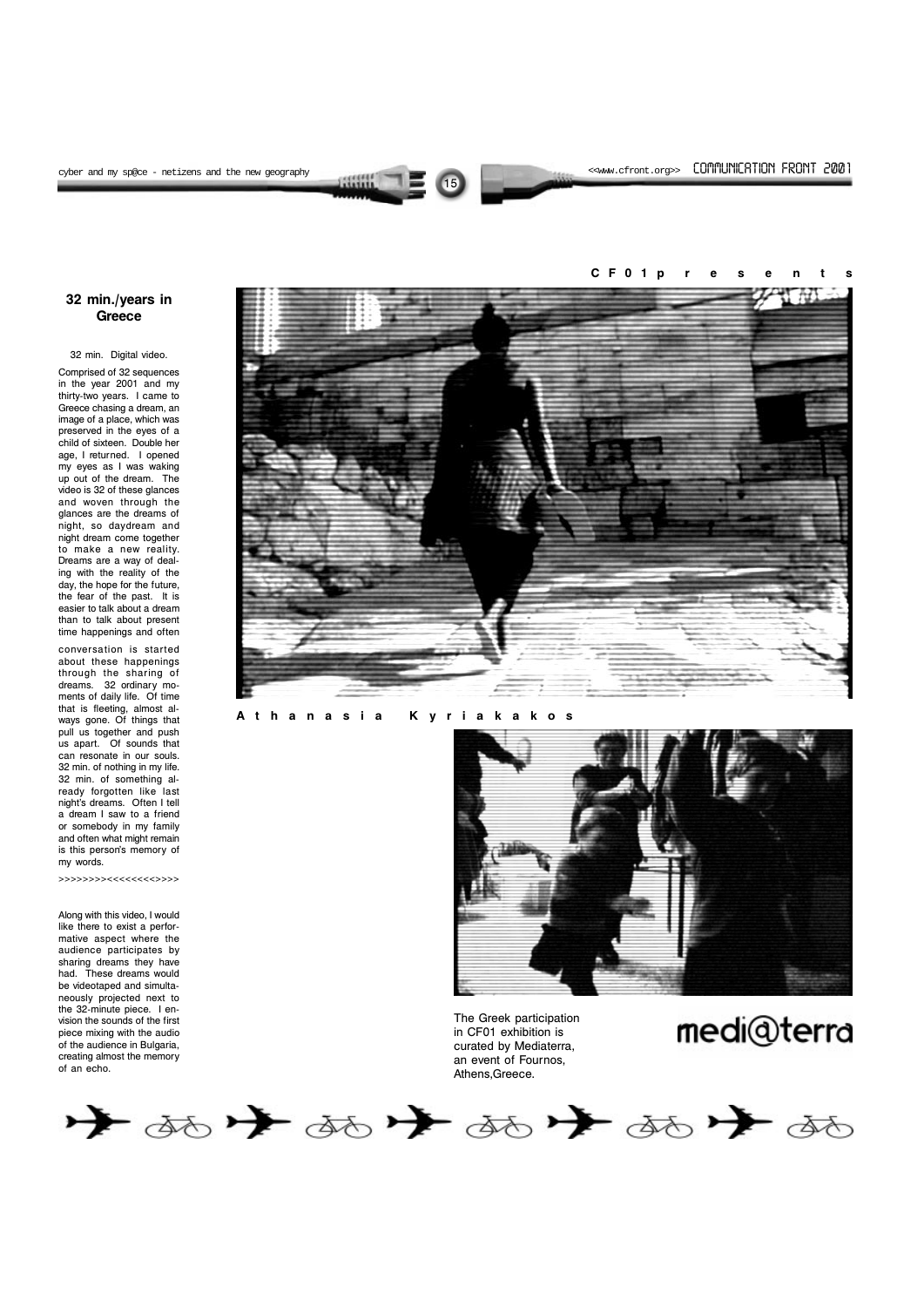CF01 presents

## 32 min./years in Greece

32 min. Digital video.

Comprised of 32 sequences in the year 2001 and my thirty-two years. I came to Greece chasing a dream, an image of a place, which was preserved in the eyes of a child of sixteen. Double her age, I returned. I opened my eyes as I was waking up out of the dream. The video is 32 of these glances and woven through the glances are the dreams of night, so daydream and night dream come together to make a new reality. Dreams are a way of dealing with the reality of the day, the hope for the future, the fear of the past. It is easier to talk about a dream than to talk about present time happenings and often conversation is started about these happenings through the sharing of dreams. 32 ordinary moments of daily life. Of time that is fleeting, almost always gone. Of things that pull us together and push us apart. Of sounds that can resonate in our souls. 32 min. of nothing in my life. 32 min. of something already forgotten like last night's dreams. Often I tell a dream I saw to a friend or somebody in my family and often what might remain is this person's memory of my words.

>>>>>>>><<<<<<<<>>>>

Along with this video, I would like there to exist a performative aspect where the audience participates by sharing dreams they have had. These dreams would be videotaped and simultaneously projected next to the 32-minute piece. I envision the sounds of the first piece mixing with the audio of the audience in Bulgaria, creating almost the memory of an echo.

**Athanasia Kyriakakos**

The Greek participation in CF01 exhibition is curated by Mediaterra, an event of Fournos, Athens,Greece.

medi@terra